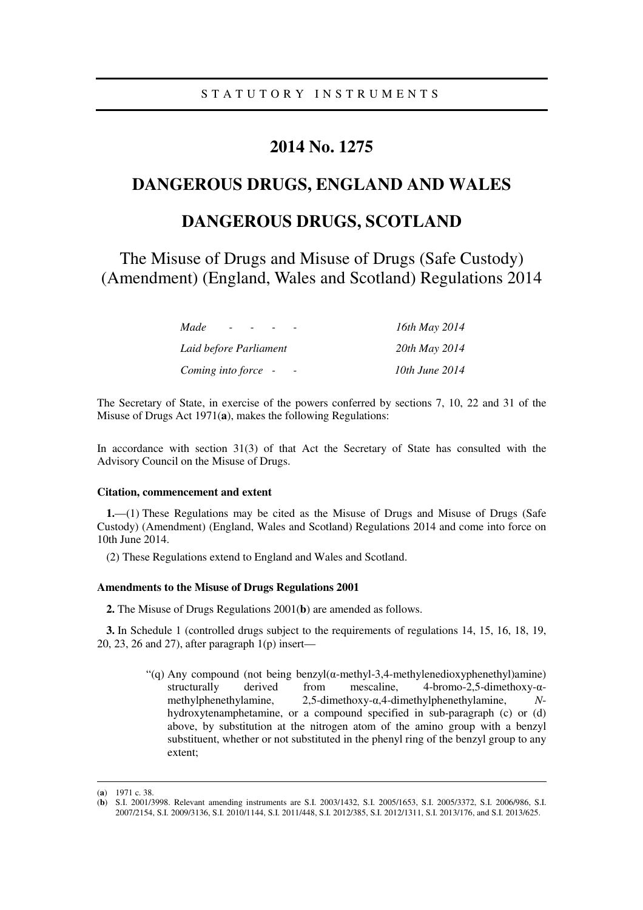STATUTORY INSTRUMENTS

# 2014 No. 1275

# DANGEROUS DRUGS, ENGLAND AND WALES

# DANGEROUS DRUGS, SCOTLAND

## The Misuse of Drugs and Misuse of Drugs (Safe Custody) (Amendment) (England, Wales and Scotland) Regulations 2014

| | |
|---|---|
| *Made - - - -* | *16th May 2014* |
| *Laid before Parliament* | *20th May 2014* |
| *Coming into force - -* | *10th June 2014* |

The Secretary of State, in exercise of the powers conferred by sections 7, 10, 22 and 31 of the Misuse of Drugs Act 1971(**a**), makes the following Regulations:

In accordance with section 31(3) of that Act the Secretary of State has consulted with the Advisory Council on the Misuse of Drugs.

**Citation, commencement and extent**

**1.**—(1) These Regulations may be cited as the Misuse of Drugs and Misuse of Drugs (Safe Custody) (Amendment) (England, Wales and Scotland) Regulations 2014 and come into force on 10th June 2014.

(2) These Regulations extend to England and Wales and Scotland.

**Amendments to the Misuse of Drugs Regulations 2001**

**2.** The Misuse of Drugs Regulations 2001(**b**) are amended as follows.

**3.** In Schedule 1 (controlled drugs subject to the requirements of regulations 14, 15, 16, 18, 19, 20, 23, 26 and 27), after paragraph 1(p) insert—

"(q) Any compound (not being benzyl(α-methyl-3,4-methylenedioxyphenethyl)amine) structurally derived from mescaline, 4-bromo-2,5-dimethoxy-α-methylphenethylamine, 2,5-dimethoxy-α,4-dimethylphenethylamine, *N*-hydroxytenamphetamine, or a compound specified in sub-paragraph (c) or (d) above, by substitution at the nitrogen atom of the amino group with a benzyl substituent, whether or not substituted in the phenyl ring of the benzyl group to any extent;

(**a**) 1971 c. 38.

(**b**) S.I. 2001/3998. Relevant amending instruments are S.I. 2003/1432, S.I. 2005/1653, S.I. 2005/3372, S.I. 2006/986, S.I. 2007/2154, S.I. 2009/3136, S.I. 2010/1144, S.I. 2011/448, S.I. 2012/385, S.I. 2012/1311, S.I. 2013/176, and S.I. 2013/625.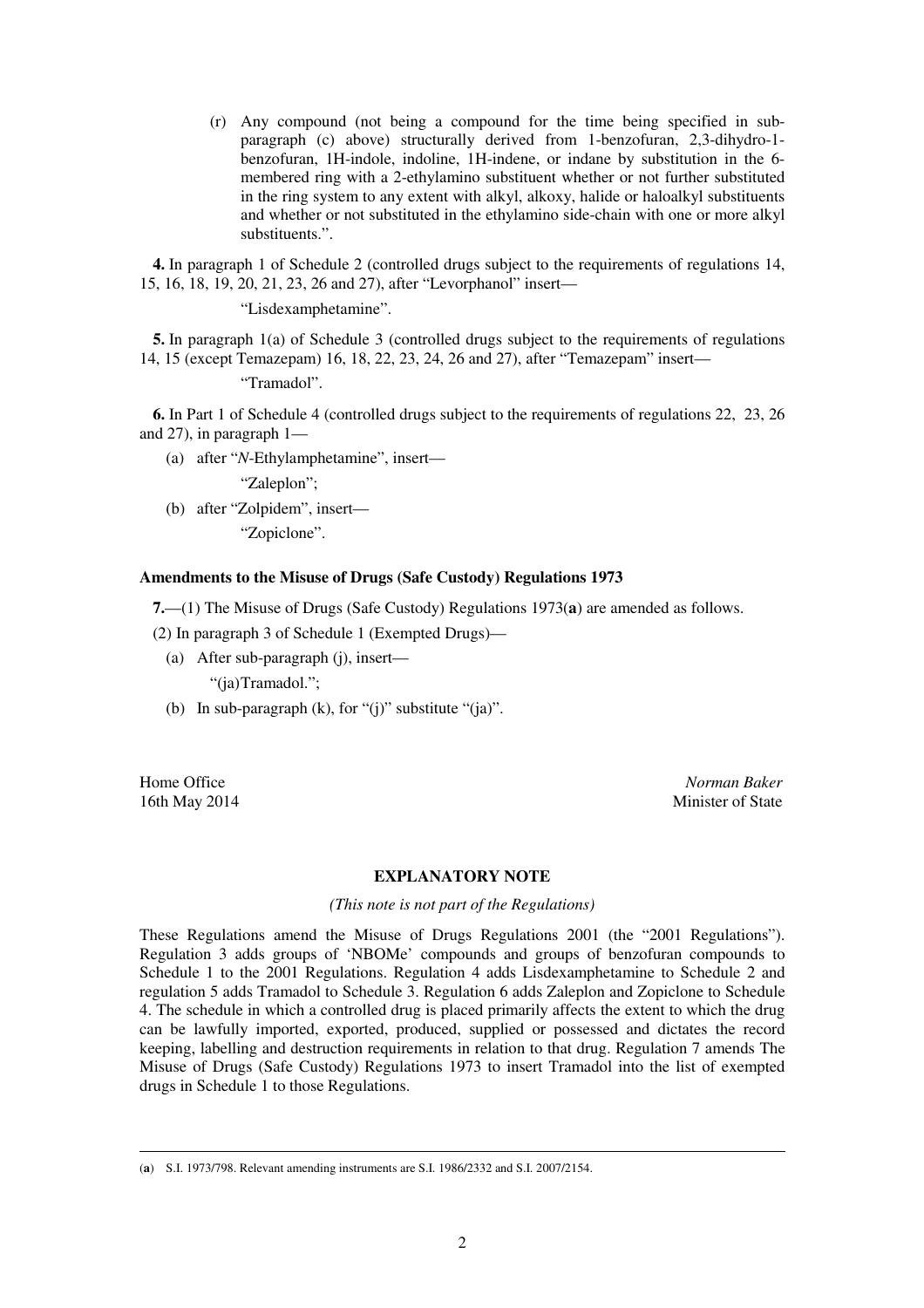(r) Any compound (not being a compound for the time being specified in sub-paragraph (c) above) structurally derived from 1-benzofuran, 2,3-dihydro-1-benzofuran, 1H-indole, indoline, 1H-indene, or indane by substitution in the 6-membered ring with a 2-ethylamino substituent whether or not further substituted in the ring system to any extent with alkyl, alkoxy, halide or haloalkyl substituents and whether or not substituted in the ethylamino side-chain with one or more alkyl substituents.".

**4.** In paragraph 1 of Schedule 2 (controlled drugs subject to the requirements of regulations 14, 15, 16, 18, 19, 20, 21, 23, 26 and 27), after "Levorphanol" insert—

"Lisdexamphetamine".

**5.** In paragraph 1(a) of Schedule 3 (controlled drugs subject to the requirements of regulations 14, 15 (except Temazepam) 16, 18, 22, 23, 24, 26 and 27), after "Temazepam" insert—

"Tramadol".

**6.** In Part 1 of Schedule 4 (controlled drugs subject to the requirements of regulations 22, 23, 26 and 27), in paragraph 1—

(a) after "*N*-Ethylamphetamine", insert—

"Zaleplon";

(b) after "Zolpidem", insert—

"Zopiclone".

**Amendments to the Misuse of Drugs (Safe Custody) Regulations 1973**

**7.**—(1) The Misuse of Drugs (Safe Custody) Regulations 1973(**a**) are amended as follows.

(2) In paragraph 3 of Schedule 1 (Exempted Drugs)—

(a) After sub-paragraph (j), insert—

"(ja)Tramadol.";

(b) In sub-paragraph (k), for "(j)" substitute "(ja)".

Home Office
16th May 2014

*Norman Baker*
Minister of State

## EXPLANATORY NOTE

*(This note is not part of the Regulations)*

These Regulations amend the Misuse of Drugs Regulations 2001 (the "2001 Regulations"). Regulation 3 adds groups of 'NBOMe' compounds and groups of benzofuran compounds to Schedule 1 to the 2001 Regulations. Regulation 4 adds Lisdexamphetamine to Schedule 2 and regulation 5 adds Tramadol to Schedule 3. Regulation 6 adds Zaleplon and Zopiclone to Schedule 4. The schedule in which a controlled drug is placed primarily affects the extent to which the drug can be lawfully imported, exported, produced, supplied or possessed and dictates the record keeping, labelling and destruction requirements in relation to that drug. Regulation 7 amends The Misuse of Drugs (Safe Custody) Regulations 1973 to insert Tramadol into the list of exempted drugs in Schedule 1 to those Regulations.

(**a**) S.I. 1973/798. Relevant amending instruments are S.I. 1986/2332 and S.I. 2007/2154.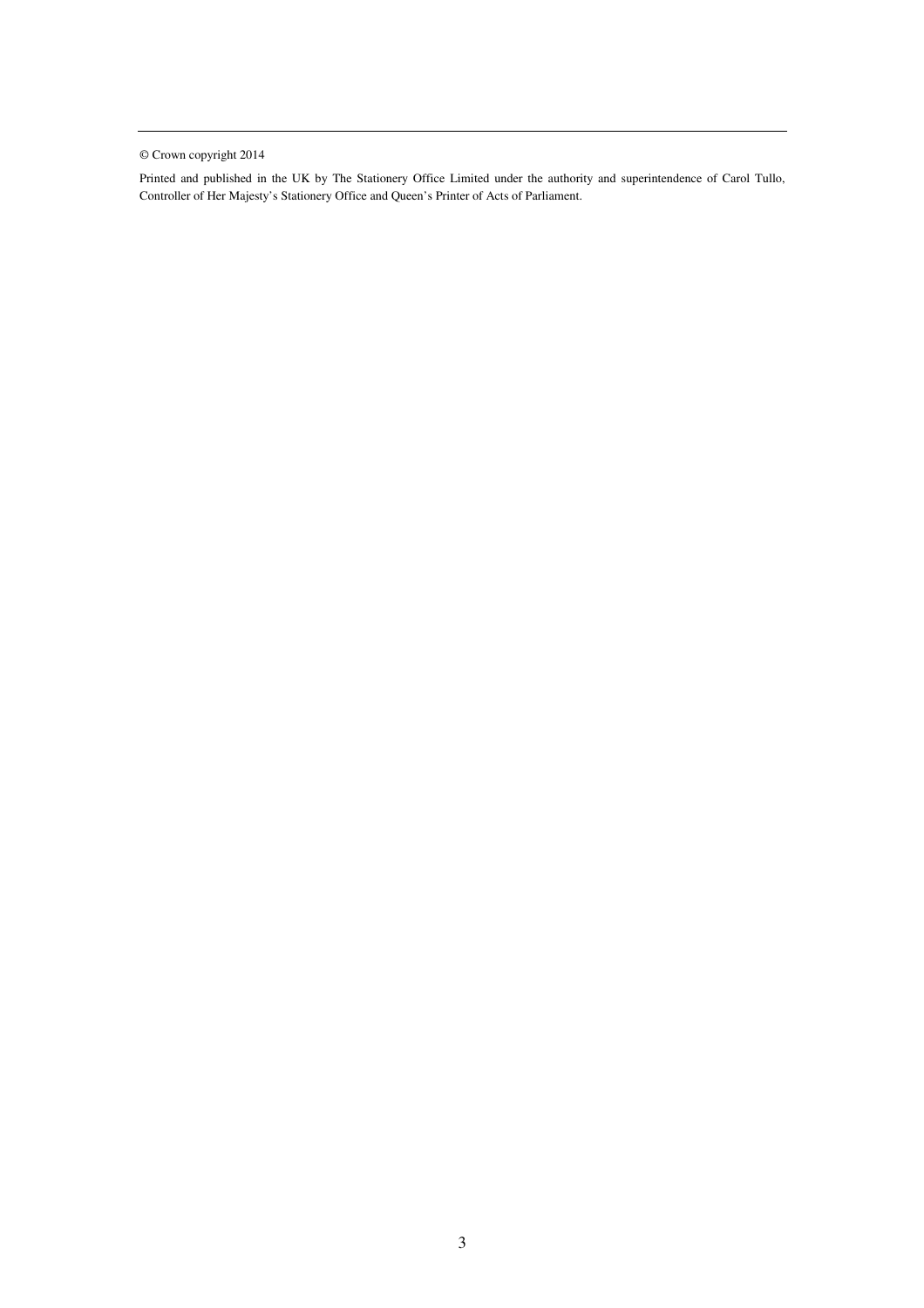© Crown copyright 2014

Printed and published in the UK by The Stationery Office Limited under the authority and superintendence of Carol Tullo, Controller of Her Majesty's Stationery Office and Queen's Printer of Acts of Parliament.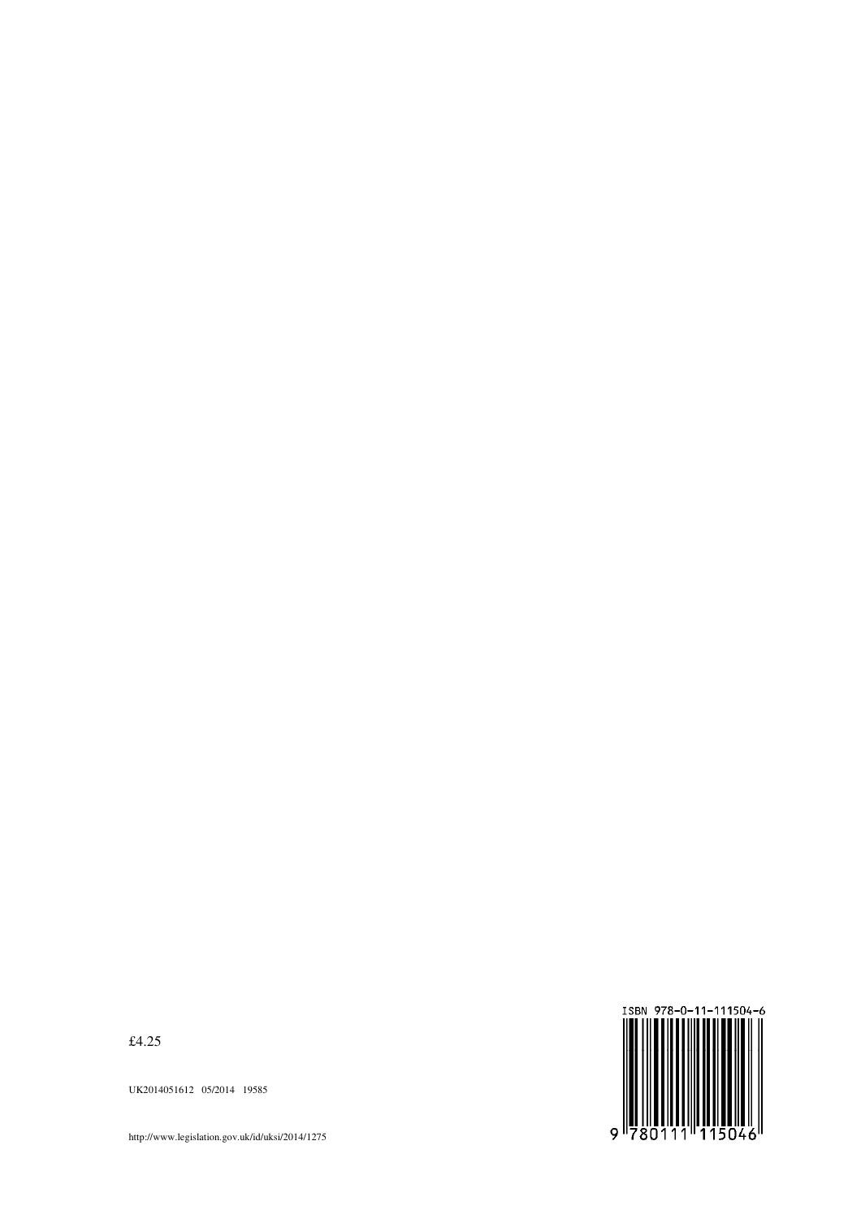£4.25

UK2014051612 05/2014 19585

http://www.legislation.gov.uk/id/uksi/2014/1275

ISBN 978-0-11-111504-6

9 780111 115046